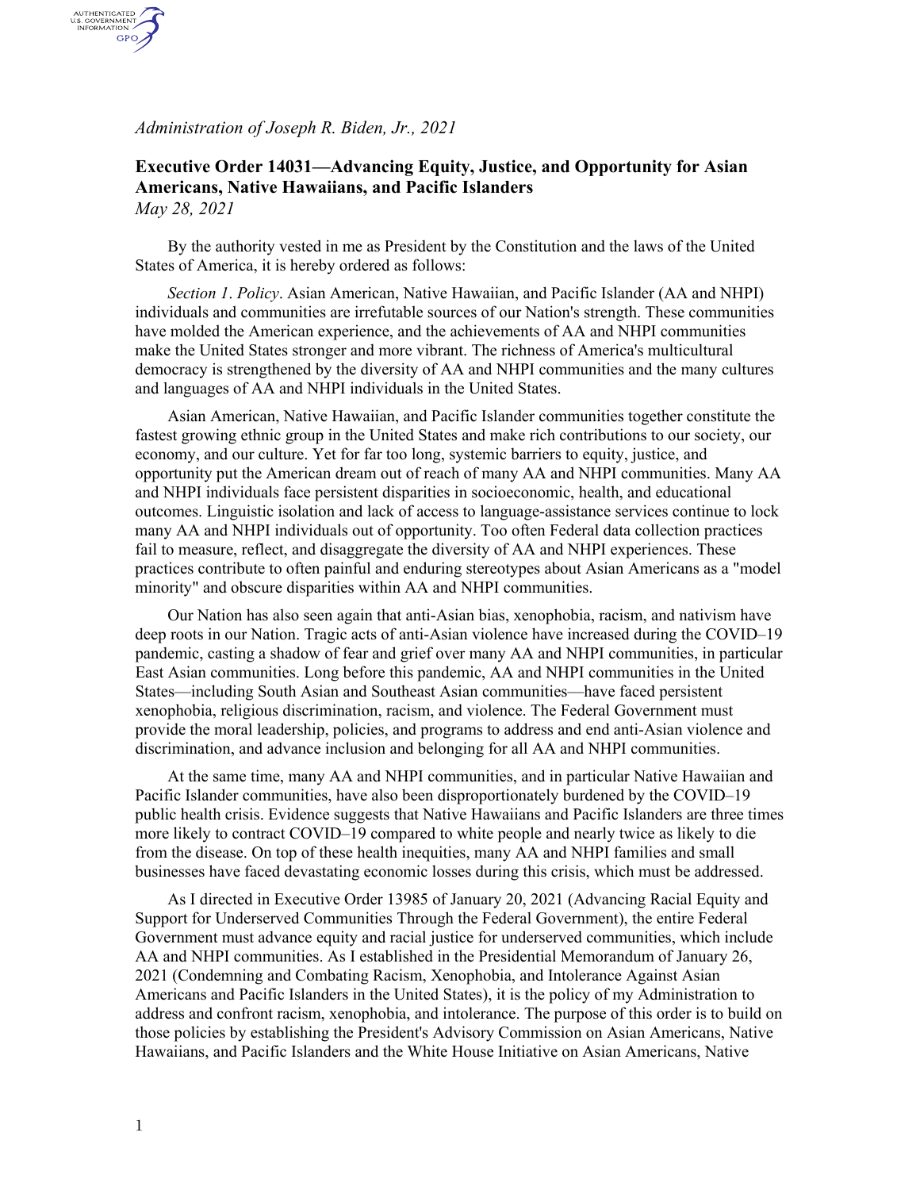*Administration of Joseph R. Biden, Jr., 2021*

# Executive Order 14031—Advancing Equity, Justice, and Opportunity for Asian Americans, Native Hawaiians, and Pacific Islanders

*May 28, 2021*

By the authority vested in me as President by the Constitution and the laws of the United States of America, it is hereby ordered as follows:

*Section 1*. *Policy*. Asian American, Native Hawaiian, and Pacific Islander (AA and NHPI) individuals and communities are irrefutable sources of our Nation's strength. These communities have molded the American experience, and the achievements of AA and NHPI communities make the United States stronger and more vibrant. The richness of America's multicultural democracy is strengthened by the diversity of AA and NHPI communities and the many cultures and languages of AA and NHPI individuals in the United States.

Asian American, Native Hawaiian, and Pacific Islander communities together constitute the fastest growing ethnic group in the United States and make rich contributions to our society, our economy, and our culture. Yet for far too long, systemic barriers to equity, justice, and opportunity put the American dream out of reach of many AA and NHPI communities. Many AA and NHPI individuals face persistent disparities in socioeconomic, health, and educational outcomes. Linguistic isolation and lack of access to language-assistance services continue to lock many AA and NHPI individuals out of opportunity. Too often Federal data collection practices fail to measure, reflect, and disaggregate the diversity of AA and NHPI experiences. These practices contribute to often painful and enduring stereotypes about Asian Americans as a "model minority" and obscure disparities within AA and NHPI communities.

Our Nation has also seen again that anti-Asian bias, xenophobia, racism, and nativism have deep roots in our Nation. Tragic acts of anti-Asian violence have increased during the COVID–19 pandemic, casting a shadow of fear and grief over many AA and NHPI communities, in particular East Asian communities. Long before this pandemic, AA and NHPI communities in the United States—including South Asian and Southeast Asian communities—have faced persistent xenophobia, religious discrimination, racism, and violence. The Federal Government must provide the moral leadership, policies, and programs to address and end anti-Asian violence and discrimination, and advance inclusion and belonging for all AA and NHPI communities.

At the same time, many AA and NHPI communities, and in particular Native Hawaiian and Pacific Islander communities, have also been disproportionately burdened by the COVID–19 public health crisis. Evidence suggests that Native Hawaiians and Pacific Islanders are three times more likely to contract COVID–19 compared to white people and nearly twice as likely to die from the disease. On top of these health inequities, many AA and NHPI families and small businesses have faced devastating economic losses during this crisis, which must be addressed.

As I directed in Executive Order 13985 of January 20, 2021 (Advancing Racial Equity and Support for Underserved Communities Through the Federal Government), the entire Federal Government must advance equity and racial justice for underserved communities, which include AA and NHPI communities. As I established in the Presidential Memorandum of January 26, 2021 (Condemning and Combating Racism, Xenophobia, and Intolerance Against Asian Americans and Pacific Islanders in the United States), it is the policy of my Administration to address and confront racism, xenophobia, and intolerance. The purpose of this order is to build on those policies by establishing the President's Advisory Commission on Asian Americans, Native Hawaiians, and Pacific Islanders and the White House Initiative on Asian Americans, Native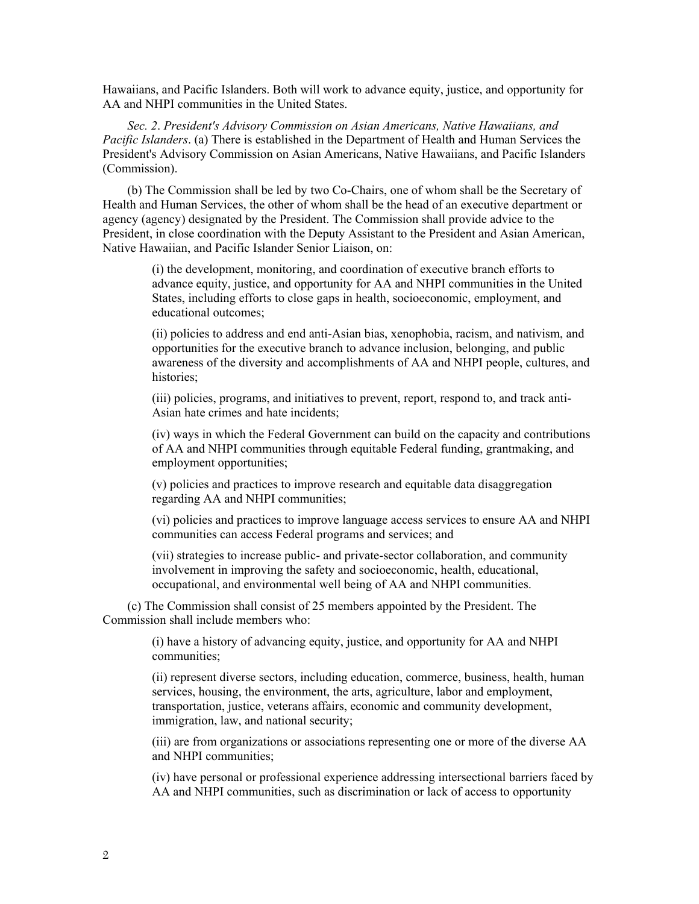Hawaiians, and Pacific Islanders. Both will work to advance equity, justice, and opportunity for AA and NHPI communities in the United States.

*Sec. 2*. *President's Advisory Commission on Asian Americans, Native Hawaiians, and Pacific Islanders*. (a) There is established in the Department of Health and Human Services the President's Advisory Commission on Asian Americans, Native Hawaiians, and Pacific Islanders (Commission).

(b) The Commission shall be led by two Co-Chairs, one of whom shall be the Secretary of Health and Human Services, the other of whom shall be the head of an executive department or agency (agency) designated by the President. The Commission shall provide advice to the President, in close coordination with the Deputy Assistant to the President and Asian American, Native Hawaiian, and Pacific Islander Senior Liaison, on:

> (i) the development, monitoring, and coordination of executive branch efforts to advance equity, justice, and opportunity for AA and NHPI communities in the United States, including efforts to close gaps in health, socioeconomic, employment, and educational outcomes;
>
> (ii) policies to address and end anti-Asian bias, xenophobia, racism, and nativism, and opportunities for the executive branch to advance inclusion, belonging, and public awareness of the diversity and accomplishments of AA and NHPI people, cultures, and histories;
>
> (iii) policies, programs, and initiatives to prevent, report, respond to, and track anti-Asian hate crimes and hate incidents;
>
> (iv) ways in which the Federal Government can build on the capacity and contributions of AA and NHPI communities through equitable Federal funding, grantmaking, and employment opportunities;
>
> (v) policies and practices to improve research and equitable data disaggregation regarding AA and NHPI communities;
>
> (vi) policies and practices to improve language access services to ensure AA and NHPI communities can access Federal programs and services; and
>
> (vii) strategies to increase public- and private-sector collaboration, and community involvement in improving the safety and socioeconomic, health, educational, occupational, and environmental well being of AA and NHPI communities.

(c) The Commission shall consist of 25 members appointed by the President. The Commission shall include members who:

> (i) have a history of advancing equity, justice, and opportunity for AA and NHPI communities;
>
> (ii) represent diverse sectors, including education, commerce, business, health, human services, housing, the environment, the arts, agriculture, labor and employment, transportation, justice, veterans affairs, economic and community development, immigration, law, and national security;
>
> (iii) are from organizations or associations representing one or more of the diverse AA and NHPI communities;
>
> (iv) have personal or professional experience addressing intersectional barriers faced by AA and NHPI communities, such as discrimination or lack of access to opportunity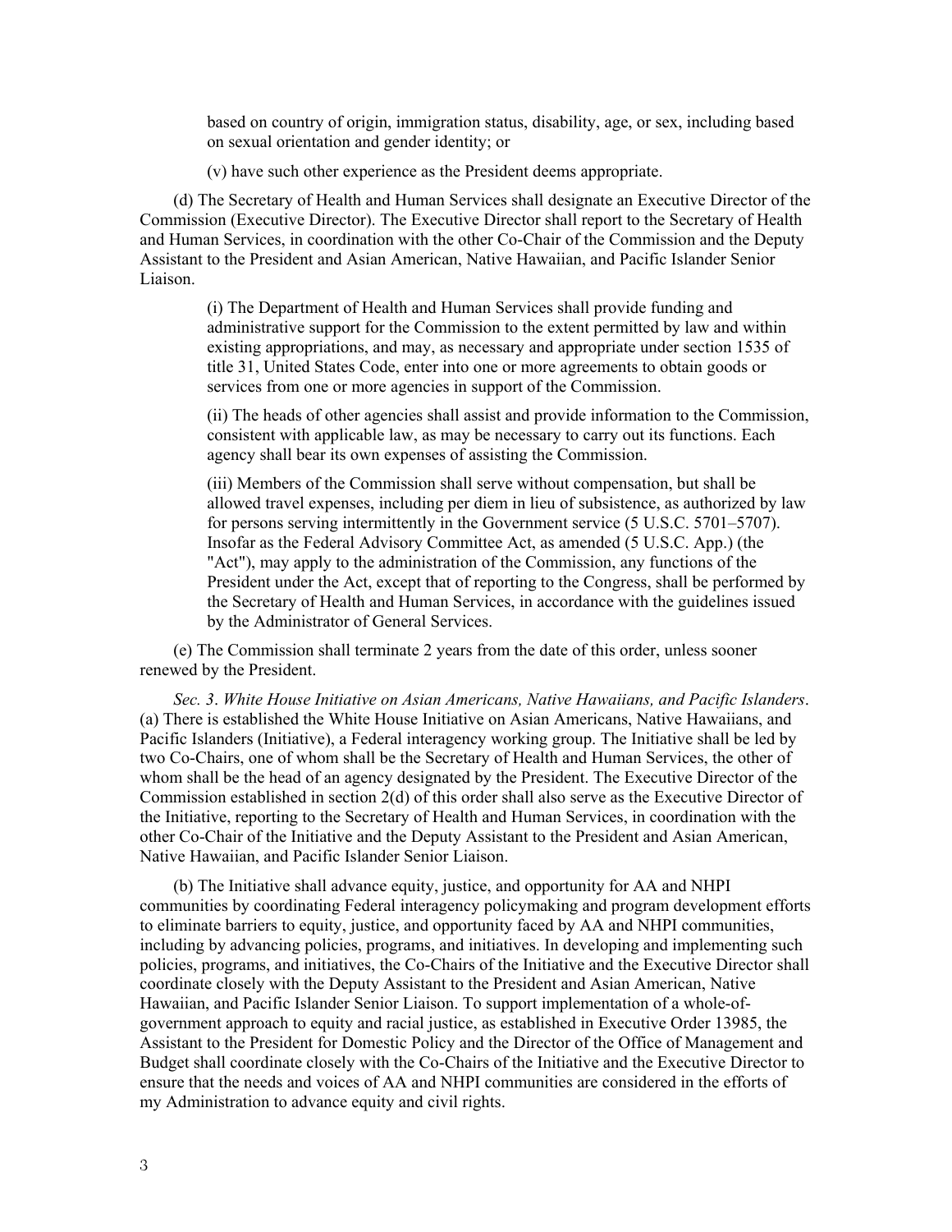based on country of origin, immigration status, disability, age, or sex, including based on sexual orientation and gender identity; or

(v) have such other experience as the President deems appropriate.

(d) The Secretary of Health and Human Services shall designate an Executive Director of the Commission (Executive Director). The Executive Director shall report to the Secretary of Health and Human Services, in coordination with the other Co-Chair of the Commission and the Deputy Assistant to the President and Asian American, Native Hawaiian, and Pacific Islander Senior Liaison.

(i) The Department of Health and Human Services shall provide funding and administrative support for the Commission to the extent permitted by law and within existing appropriations, and may, as necessary and appropriate under section 1535 of title 31, United States Code, enter into one or more agreements to obtain goods or services from one or more agencies in support of the Commission.

(ii) The heads of other agencies shall assist and provide information to the Commission, consistent with applicable law, as may be necessary to carry out its functions. Each agency shall bear its own expenses of assisting the Commission.

(iii) Members of the Commission shall serve without compensation, but shall be allowed travel expenses, including per diem in lieu of subsistence, as authorized by law for persons serving intermittently in the Government service (5 U.S.C. 5701–5707). Insofar as the Federal Advisory Committee Act, as amended (5 U.S.C. App.) (the "Act"), may apply to the administration of the Commission, any functions of the President under the Act, except that of reporting to the Congress, shall be performed by the Secretary of Health and Human Services, in accordance with the guidelines issued by the Administrator of General Services.

(e) The Commission shall terminate 2 years from the date of this order, unless sooner renewed by the President.

*Sec. 3*. *White House Initiative on Asian Americans, Native Hawaiians, and Pacific Islanders*. (a) There is established the White House Initiative on Asian Americans, Native Hawaiians, and Pacific Islanders (Initiative), a Federal interagency working group. The Initiative shall be led by two Co-Chairs, one of whom shall be the Secretary of Health and Human Services, the other of whom shall be the head of an agency designated by the President. The Executive Director of the Commission established in section 2(d) of this order shall also serve as the Executive Director of the Initiative, reporting to the Secretary of Health and Human Services, in coordination with the other Co-Chair of the Initiative and the Deputy Assistant to the President and Asian American, Native Hawaiian, and Pacific Islander Senior Liaison.

(b) The Initiative shall advance equity, justice, and opportunity for AA and NHPI communities by coordinating Federal interagency policymaking and program development efforts to eliminate barriers to equity, justice, and opportunity faced by AA and NHPI communities, including by advancing policies, programs, and initiatives. In developing and implementing such policies, programs, and initiatives, the Co-Chairs of the Initiative and the Executive Director shall coordinate closely with the Deputy Assistant to the President and Asian American, Native Hawaiian, and Pacific Islander Senior Liaison. To support implementation of a whole-of-government approach to equity and racial justice, as established in Executive Order 13985, the Assistant to the President for Domestic Policy and the Director of the Office of Management and Budget shall coordinate closely with the Co-Chairs of the Initiative and the Executive Director to ensure that the needs and voices of AA and NHPI communities are considered in the efforts of my Administration to advance equity and civil rights.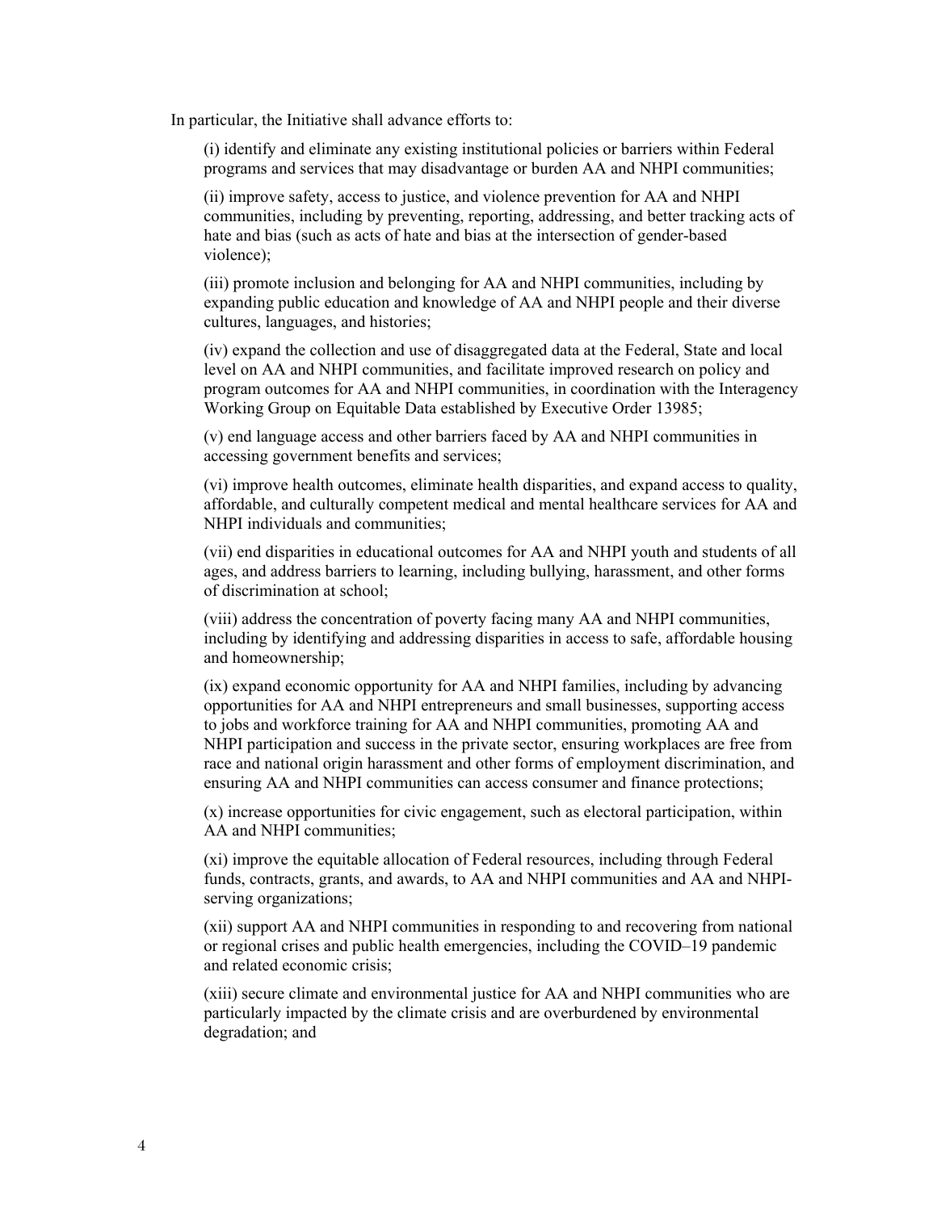In particular, the Initiative shall advance efforts to:

(i) identify and eliminate any existing institutional policies or barriers within Federal programs and services that may disadvantage or burden AA and NHPI communities;

(ii) improve safety, access to justice, and violence prevention for AA and NHPI communities, including by preventing, reporting, addressing, and better tracking acts of hate and bias (such as acts of hate and bias at the intersection of gender-based violence);

(iii) promote inclusion and belonging for AA and NHPI communities, including by expanding public education and knowledge of AA and NHPI people and their diverse cultures, languages, and histories;

(iv) expand the collection and use of disaggregated data at the Federal, State and local level on AA and NHPI communities, and facilitate improved research on policy and program outcomes for AA and NHPI communities, in coordination with the Interagency Working Group on Equitable Data established by Executive Order 13985;

(v) end language access and other barriers faced by AA and NHPI communities in accessing government benefits and services;

(vi) improve health outcomes, eliminate health disparities, and expand access to quality, affordable, and culturally competent medical and mental healthcare services for AA and NHPI individuals and communities;

(vii) end disparities in educational outcomes for AA and NHPI youth and students of all ages, and address barriers to learning, including bullying, harassment, and other forms of discrimination at school;

(viii) address the concentration of poverty facing many AA and NHPI communities, including by identifying and addressing disparities in access to safe, affordable housing and homeownership;

(ix) expand economic opportunity for AA and NHPI families, including by advancing opportunities for AA and NHPI entrepreneurs and small businesses, supporting access to jobs and workforce training for AA and NHPI communities, promoting AA and NHPI participation and success in the private sector, ensuring workplaces are free from race and national origin harassment and other forms of employment discrimination, and ensuring AA and NHPI communities can access consumer and finance protections;

(x) increase opportunities for civic engagement, such as electoral participation, within AA and NHPI communities;

(xi) improve the equitable allocation of Federal resources, including through Federal funds, contracts, grants, and awards, to AA and NHPI communities and AA and NHPI-serving organizations;

(xii) support AA and NHPI communities in responding to and recovering from national or regional crises and public health emergencies, including the COVID–19 pandemic and related economic crisis;

(xiii) secure climate and environmental justice for AA and NHPI communities who are particularly impacted by the climate crisis and are overburdened by environmental degradation; and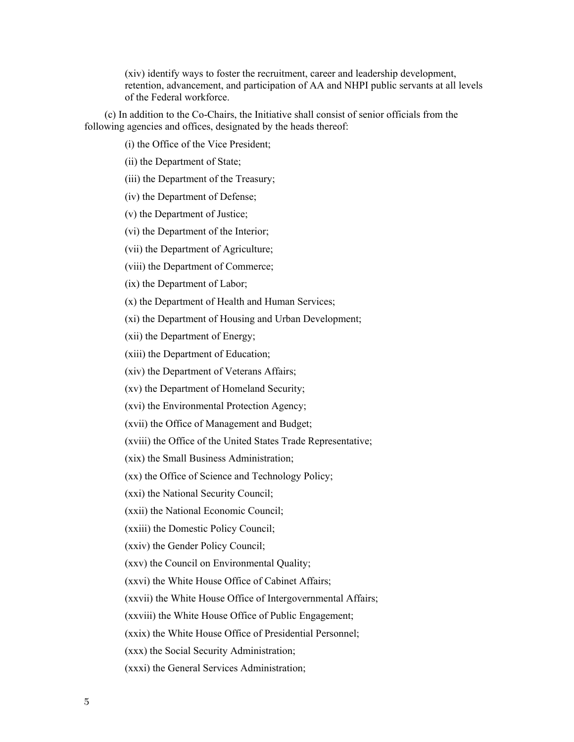(xiv) identify ways to foster the recruitment, career and leadership development, retention, advancement, and participation of AA and NHPI public servants at all levels of the Federal workforce.

(c) In addition to the Co-Chairs, the Initiative shall consist of senior officials from the following agencies and offices, designated by the heads thereof:

(i) the Office of the Vice President;

(ii) the Department of State;

(iii) the Department of the Treasury;

(iv) the Department of Defense;

(v) the Department of Justice;

(vi) the Department of the Interior;

(vii) the Department of Agriculture;

(viii) the Department of Commerce;

(ix) the Department of Labor;

(x) the Department of Health and Human Services;

(xi) the Department of Housing and Urban Development;

(xii) the Department of Energy;

(xiii) the Department of Education;

(xiv) the Department of Veterans Affairs;

(xv) the Department of Homeland Security;

(xvi) the Environmental Protection Agency;

(xvii) the Office of Management and Budget;

(xviii) the Office of the United States Trade Representative;

(xix) the Small Business Administration;

(xx) the Office of Science and Technology Policy;

(xxi) the National Security Council;

(xxii) the National Economic Council;

(xxiii) the Domestic Policy Council;

(xxiv) the Gender Policy Council;

(xxv) the Council on Environmental Quality;

(xxvi) the White House Office of Cabinet Affairs;

(xxvii) the White House Office of Intergovernmental Affairs;

(xxviii) the White House Office of Public Engagement;

(xxix) the White House Office of Presidential Personnel;

(xxx) the Social Security Administration;

(xxxi) the General Services Administration;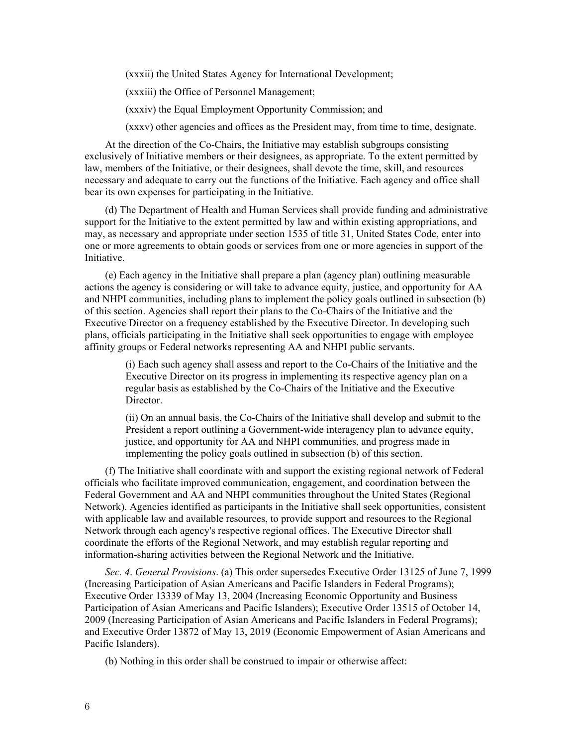(xxxii) the United States Agency for International Development;

(xxxiii) the Office of Personnel Management;

(xxxiv) the Equal Employment Opportunity Commission; and

(xxxv) other agencies and offices as the President may, from time to time, designate.

At the direction of the Co-Chairs, the Initiative may establish subgroups consisting exclusively of Initiative members or their designees, as appropriate. To the extent permitted by law, members of the Initiative, or their designees, shall devote the time, skill, and resources necessary and adequate to carry out the functions of the Initiative. Each agency and office shall bear its own expenses for participating in the Initiative.

(d) The Department of Health and Human Services shall provide funding and administrative support for the Initiative to the extent permitted by law and within existing appropriations, and may, as necessary and appropriate under section 1535 of title 31, United States Code, enter into one or more agreements to obtain goods or services from one or more agencies in support of the Initiative.

(e) Each agency in the Initiative shall prepare a plan (agency plan) outlining measurable actions the agency is considering or will take to advance equity, justice, and opportunity for AA and NHPI communities, including plans to implement the policy goals outlined in subsection (b) of this section. Agencies shall report their plans to the Co-Chairs of the Initiative and the Executive Director on a frequency established by the Executive Director. In developing such plans, officials participating in the Initiative shall seek opportunities to engage with employee affinity groups or Federal networks representing AA and NHPI public servants.

(i) Each such agency shall assess and report to the Co-Chairs of the Initiative and the Executive Director on its progress in implementing its respective agency plan on a regular basis as established by the Co-Chairs of the Initiative and the Executive Director.

(ii) On an annual basis, the Co-Chairs of the Initiative shall develop and submit to the President a report outlining a Government-wide interagency plan to advance equity, justice, and opportunity for AA and NHPI communities, and progress made in implementing the policy goals outlined in subsection (b) of this section.

(f) The Initiative shall coordinate with and support the existing regional network of Federal officials who facilitate improved communication, engagement, and coordination between the Federal Government and AA and NHPI communities throughout the United States (Regional Network). Agencies identified as participants in the Initiative shall seek opportunities, consistent with applicable law and available resources, to provide support and resources to the Regional Network through each agency's respective regional offices. The Executive Director shall coordinate the efforts of the Regional Network, and may establish regular reporting and information-sharing activities between the Regional Network and the Initiative.

*Sec. 4*. *General Provisions*. (a) This order supersedes Executive Order 13125 of June 7, 1999 (Increasing Participation of Asian Americans and Pacific Islanders in Federal Programs); Executive Order 13339 of May 13, 2004 (Increasing Economic Opportunity and Business Participation of Asian Americans and Pacific Islanders); Executive Order 13515 of October 14, 2009 (Increasing Participation of Asian Americans and Pacific Islanders in Federal Programs); and Executive Order 13872 of May 13, 2019 (Economic Empowerment of Asian Americans and Pacific Islanders).

(b) Nothing in this order shall be construed to impair or otherwise affect: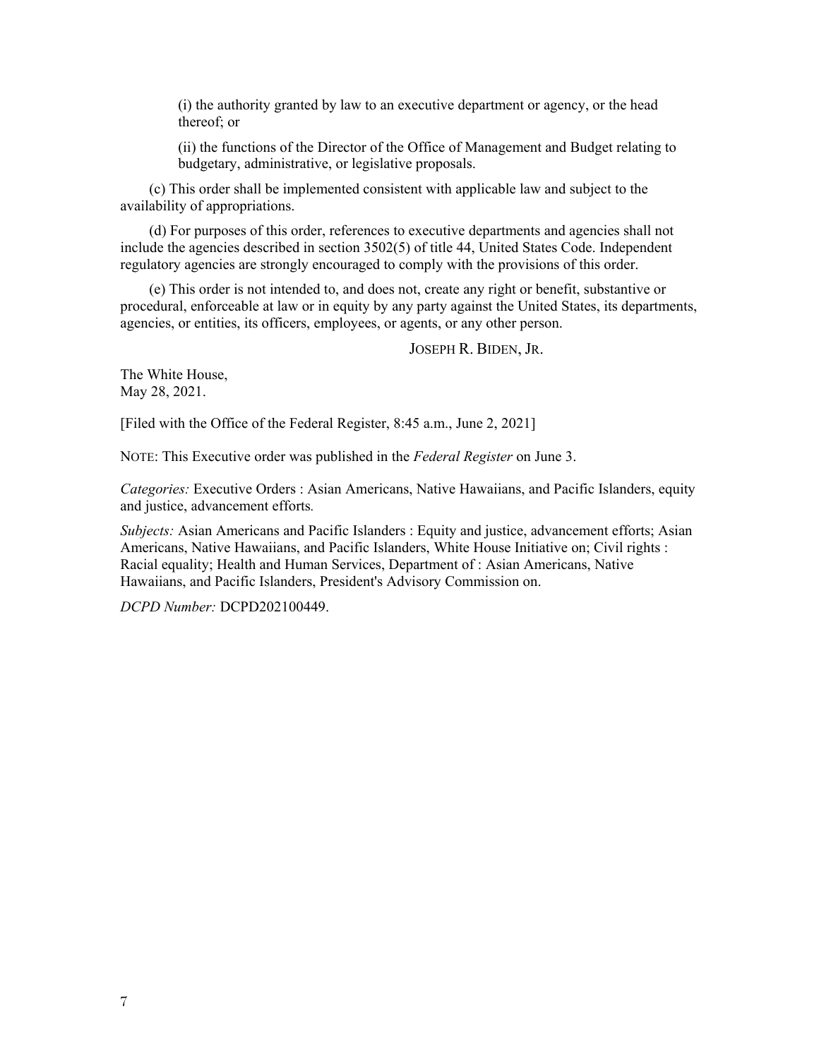(i) the authority granted by law to an executive department or agency, or the head thereof; or

(ii) the functions of the Director of the Office of Management and Budget relating to budgetary, administrative, or legislative proposals.

(c) This order shall be implemented consistent with applicable law and subject to the availability of appropriations.

(d) For purposes of this order, references to executive departments and agencies shall not include the agencies described in section 3502(5) of title 44, United States Code. Independent regulatory agencies are strongly encouraged to comply with the provisions of this order.

(e) This order is not intended to, and does not, create any right or benefit, substantive or procedural, enforceable at law or in equity by any party against the United States, its departments, agencies, or entities, its officers, employees, or agents, or any other person.

JOSEPH R. BIDEN, JR.

The White House,
May 28, 2021.

[Filed with the Office of the Federal Register, 8:45 a.m., June 2, 2021]

NOTE: This Executive order was published in the *Federal Register* on June 3.

*Categories:* Executive Orders : Asian Americans, Native Hawaiians, and Pacific Islanders, equity and justice, advancement efforts.

*Subjects:* Asian Americans and Pacific Islanders : Equity and justice, advancement efforts; Asian Americans, Native Hawaiians, and Pacific Islanders, White House Initiative on; Civil rights : Racial equality; Health and Human Services, Department of : Asian Americans, Native Hawaiians, and Pacific Islanders, President's Advisory Commission on.

*DCPD Number:* DCPD202100449.